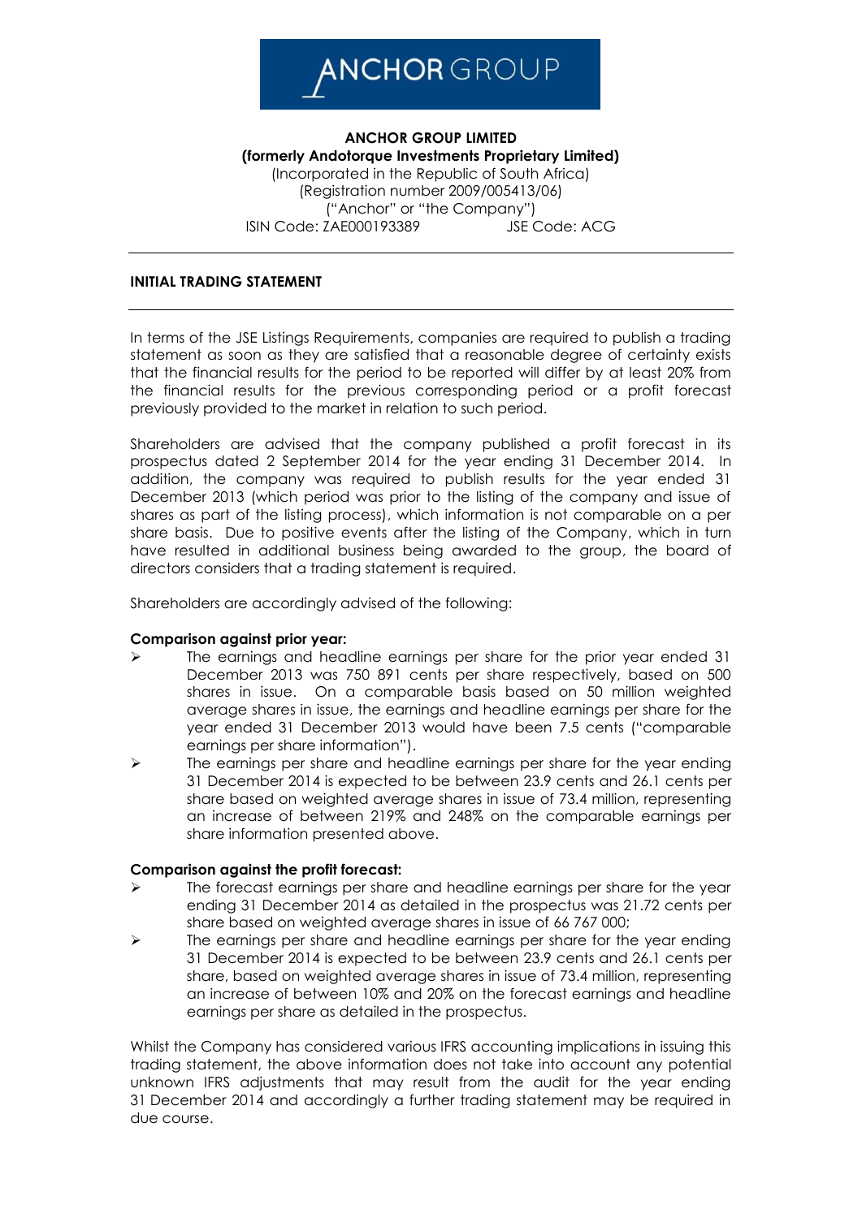**ANCHOR GROUP LIMITED**
**(formerly Andotorque Investments Proprietary Limited)**
(Incorporated in the Republic of South Africa)
(Registration number 2009/005413/06)
("Anchor" or "the Company")
ISIN Code: ZAE000193389 JSE Code: ACG

---

**INITIAL TRADING STATEMENT**

---

In terms of the JSE Listings Requirements, companies are required to publish a trading statement as soon as they are satisfied that a reasonable degree of certainty exists that the financial results for the period to be reported will differ by at least 20% from the financial results for the previous corresponding period or a profit forecast previously provided to the market in relation to such period.

Shareholders are advised that the company published a profit forecast in its prospectus dated 2 September 2014 for the year ending 31 December 2014. In addition, the company was required to publish results for the year ended 31 December 2013 (which period was prior to the listing of the company and issue of shares as part of the listing process), which information is not comparable on a per share basis. Due to positive events after the listing of the Company, which in turn have resulted in additional business being awarded to the group, the board of directors considers that a trading statement is required.

Shareholders are accordingly advised of the following:

**Comparison against prior year:**

- The earnings and headline earnings per share for the prior year ended 31 December 2013 was 750 891 cents per share respectively, based on 500 shares in issue. On a comparable basis based on 50 million weighted average shares in issue, the earnings and headline earnings per share for the year ended 31 December 2013 would have been 7.5 cents ("comparable earnings per share information").
- The earnings per share and headline earnings per share for the year ending 31 December 2014 is expected to be between 23.9 cents and 26.1 cents per share based on weighted average shares in issue of 73.4 million, representing an increase of between 219% and 248% on the comparable earnings per share information presented above.

**Comparison against the profit forecast:**

- The forecast earnings per share and headline earnings per share for the year ending 31 December 2014 as detailed in the prospectus was 21.72 cents per share based on weighted average shares in issue of 66 767 000;
- The earnings per share and headline earnings per share for the year ending 31 December 2014 is expected to be between 23.9 cents and 26.1 cents per share, based on weighted average shares in issue of 73.4 million, representing an increase of between 10% and 20% on the forecast earnings and headline earnings per share as detailed in the prospectus.

Whilst the Company has considered various IFRS accounting implications in issuing this trading statement, the above information does not take into account any potential unknown IFRS adjustments that may result from the audit for the year ending 31 December 2014 and accordingly a further trading statement may be required in due course.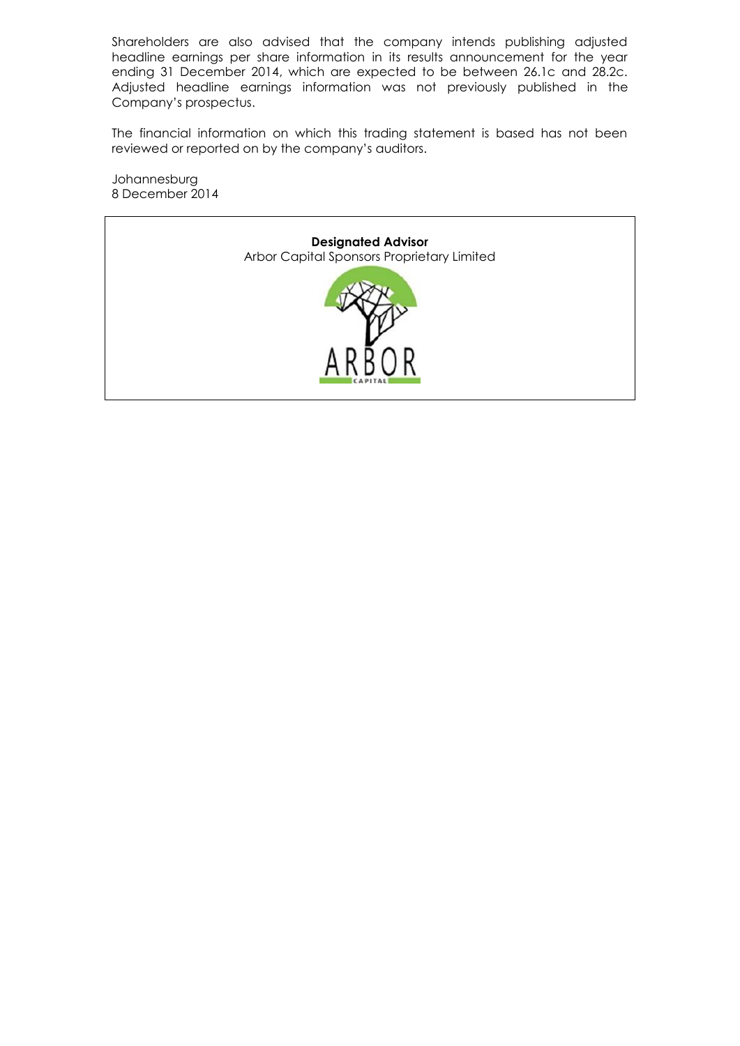Shareholders are also advised that the company intends publishing adjusted headline earnings per share information in its results announcement for the year ending 31 December 2014, which are expected to be between 26.1c and 28.2c. Adjusted headline earnings information was not previously published in the Company's prospectus.

The financial information on which this trading statement is based has not been reviewed or reported on by the company's auditors.

Johannesburg
8 December 2014

**Designated Advisor**
Arbor Capital Sponsors Proprietary Limited